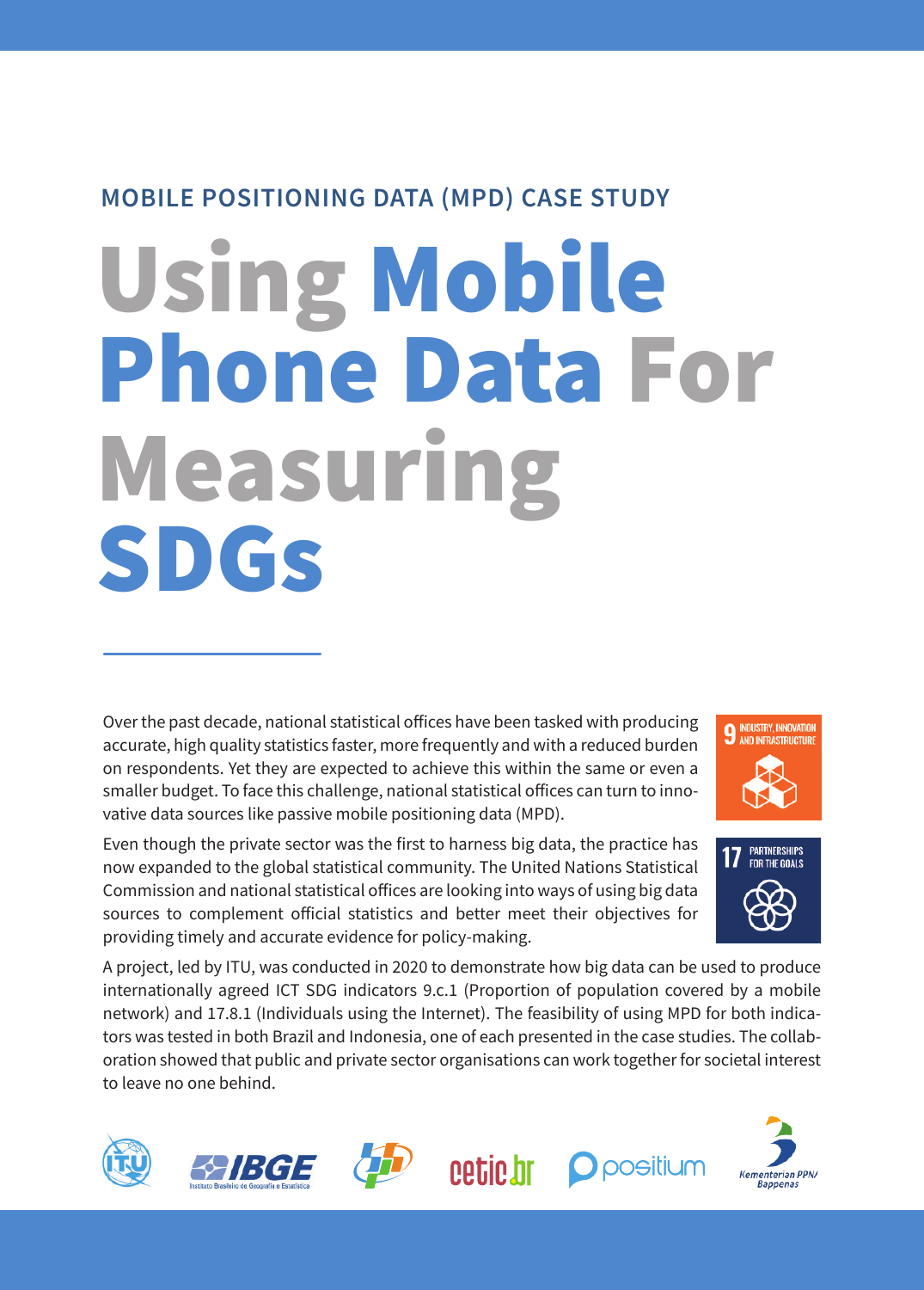MOBILE POSITIONING DATA (MPD) CASE STUDY

# Using Mobile Phone Data For Measuring SDGs

Over the past decade, national statistical offices have been tasked with producing accurate, high quality statistics faster, more frequently and with a reduced burden on respondents. Yet they are expected to achieve this within the same or even a smaller budget. To face this challenge, national statistical offices can turn to innovative data sources like passive mobile positioning data (MPD).

9 INDUSTRY, INNOVATION AND INFRASTRUCTURE

17 PARTNERSHIPS FOR THE GOALS

Even though the private sector was the first to harness big data, the practice has now expanded to the global statistical community. The United Nations Statistical Commission and national statistical offices are looking into ways of using big data sources to complement official statistics and better meet their objectives for providing timely and accurate evidence for policy-making.

A project, led by ITU, was conducted in 2020 to demonstrate how big data can be used to produce internationally agreed ICT SDG indicators 9.c.1 (Proportion of population covered by a mobile network) and 17.8.1 (Individuals using the Internet). The feasibility of using MPD for both indicators was tested in both Brazil and Indonesia, one of each presented in the case studies. The collaboration showed that public and private sector organisations can work together for societal interest to leave no one behind.

ITU | IBGE Instituto Brasileiro de Geografia e Estatística | cetic.br | positium | Kementerian PPN/ Bappenas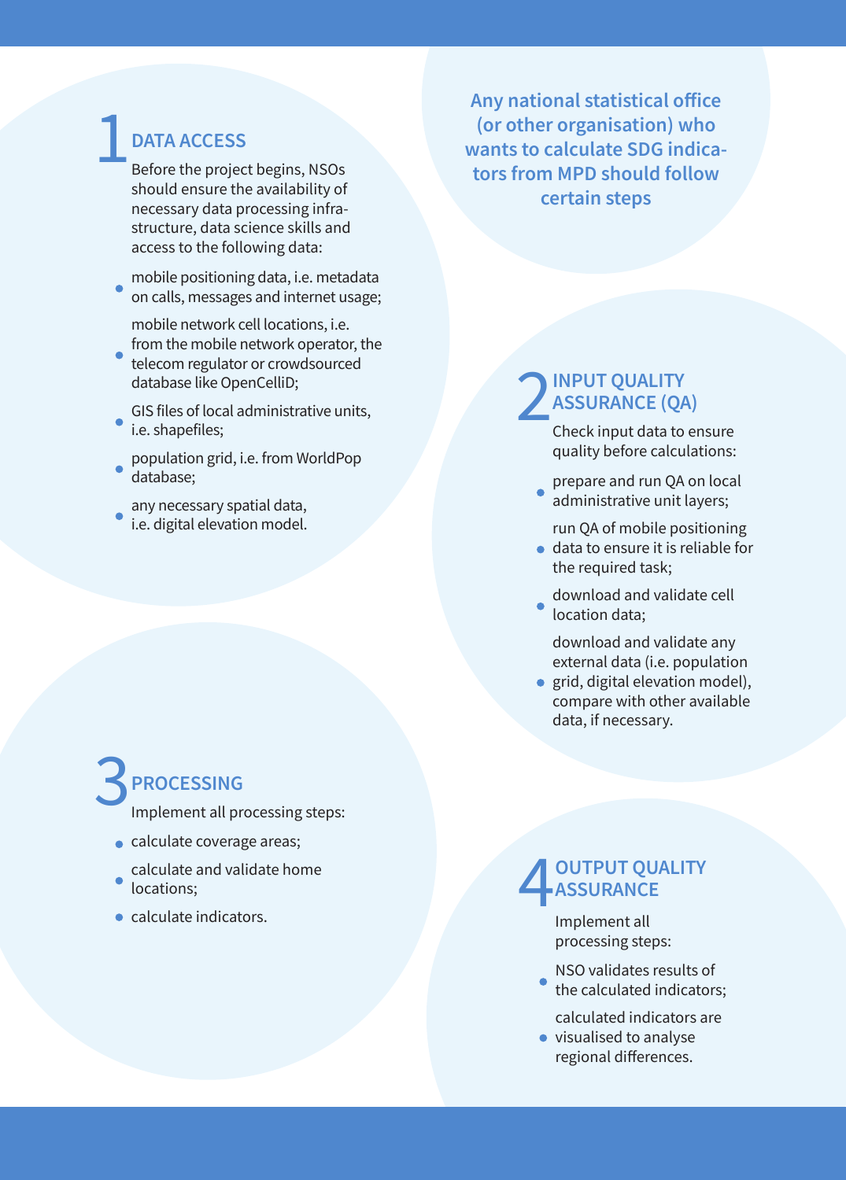**Any national statistical office (or other organisation) who wants to calculate SDG indicators from MPD should follow certain steps**

## 1 DATA ACCESS

Before the project begins, NSOs should ensure the availability of necessary data processing infrastructure, data science skills and access to the following data:

- mobile positioning data, i.e. metadata on calls, messages and internet usage;
- mobile network cell locations, i.e. from the mobile network operator, the telecom regulator or crowdsourced database like OpenCelliD;
- GIS files of local administrative units, i.e. shapefiles;
- population grid, i.e. from WorldPop database;
- any necessary spatial data, i.e. digital elevation model.

## 2 INPUT QUALITY ASSURANCE (QA)

Check input data to ensure quality before calculations:

- prepare and run QA on local administrative unit layers;
- run QA of mobile positioning data to ensure it is reliable for the required task;
- download and validate cell location data;
- download and validate any external data (i.e. population grid, digital elevation model), compare with other available data, if necessary.

## 3 PROCESSING

Implement all processing steps:

- calculate coverage areas;
- calculate and validate home locations;
- calculate indicators.

## 4 OUTPUT QUALITY ASSURANCE

Implement all processing steps:

- NSO validates results of the calculated indicators;
- calculated indicators are visualised to analyse regional differences.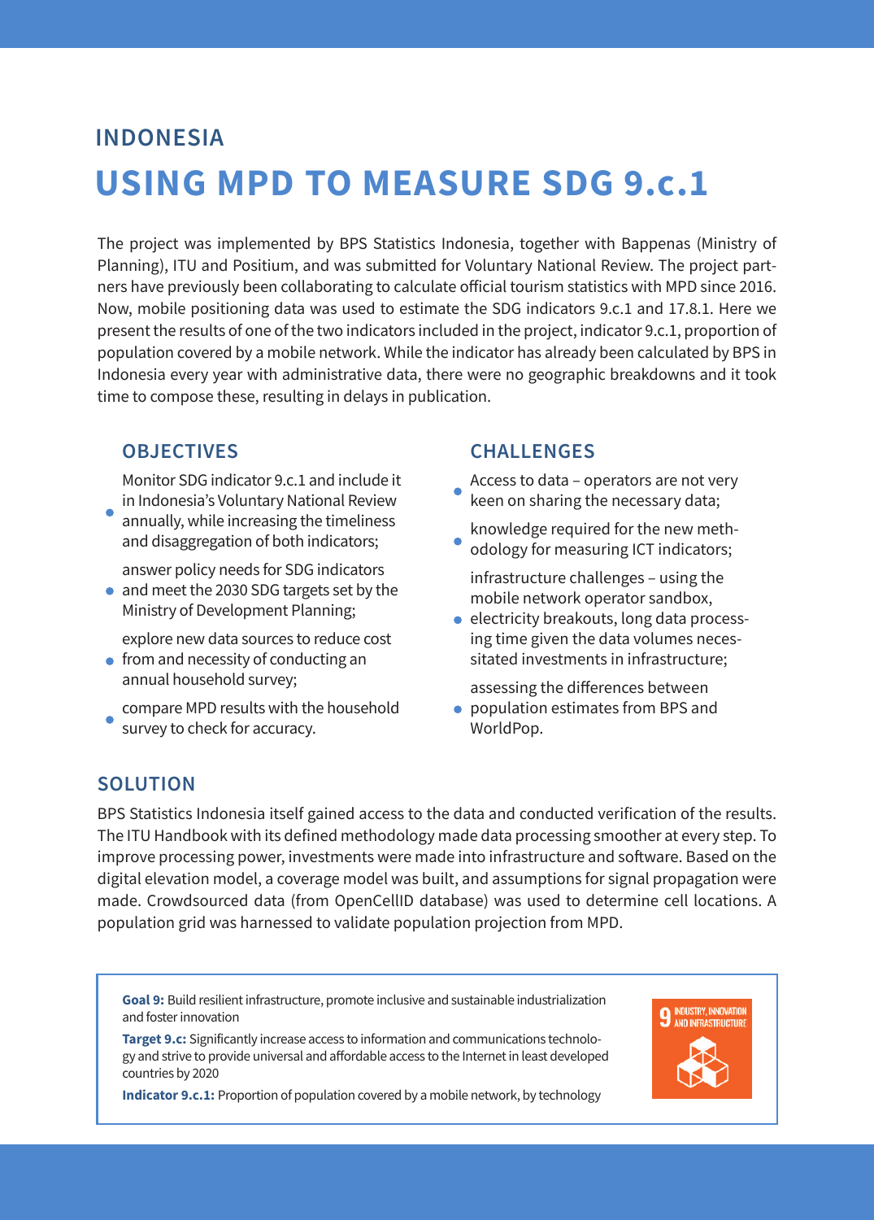## INDONESIA

# USING MPD TO MEASURE SDG 9.c.1

The project was implemented by BPS Statistics Indonesia, together with Bappenas (Ministry of Planning), ITU and Positium, and was submitted for Voluntary National Review. The project partners have previously been collaborating to calculate official tourism statistics with MPD since 2016. Now, mobile positioning data was used to estimate the SDG indicators 9.c.1 and 17.8.1. Here we present the results of one of the two indicators included in the project, indicator 9.c.1, proportion of population covered by a mobile network. While the indicator has already been calculated by BPS in Indonesia every year with administrative data, there were no geographic breakdowns and it took time to compose these, resulting in delays in publication.

### OBJECTIVES

- Monitor SDG indicator 9.c.1 and include it in Indonesia's Voluntary National Review annually, while increasing the timeliness and disaggregation of both indicators;
- answer policy needs for SDG indicators and meet the 2030 SDG targets set by the Ministry of Development Planning;
- explore new data sources to reduce cost from and necessity of conducting an annual household survey;
- compare MPD results with the household survey to check for accuracy.

### CHALLENGES

- Access to data – operators are not very keen on sharing the necessary data;
- knowledge required for the new methodology for measuring ICT indicators;
- infrastructure challenges – using the mobile network operator sandbox, electricity breakouts, long data processing time given the data volumes necessitated investments in infrastructure;
- assessing the differences between population estimates from BPS and WorldPop.

### SOLUTION

BPS Statistics Indonesia itself gained access to the data and conducted verification of the results. The ITU Handbook with its defined methodology made data processing smoother at every step. To improve processing power, investments were made into infrastructure and software. Based on the digital elevation model, a coverage model was built, and assumptions for signal propagation were made. Crowdsourced data (from OpenCellID database) was used to determine cell locations. A population grid was harnessed to validate population projection from MPD.

**Goal 9:** Build resilient infrastructure, promote inclusive and sustainable industrialization and foster innovation

**Target 9.c:** Significantly increase access to information and communications technology and strive to provide universal and affordable access to the Internet in least developed countries by 2020

**Indicator 9.c.1:** Proportion of population covered by a mobile network, by technology

9 INDUSTRY, INNOVATION AND INFRASTRUCTURE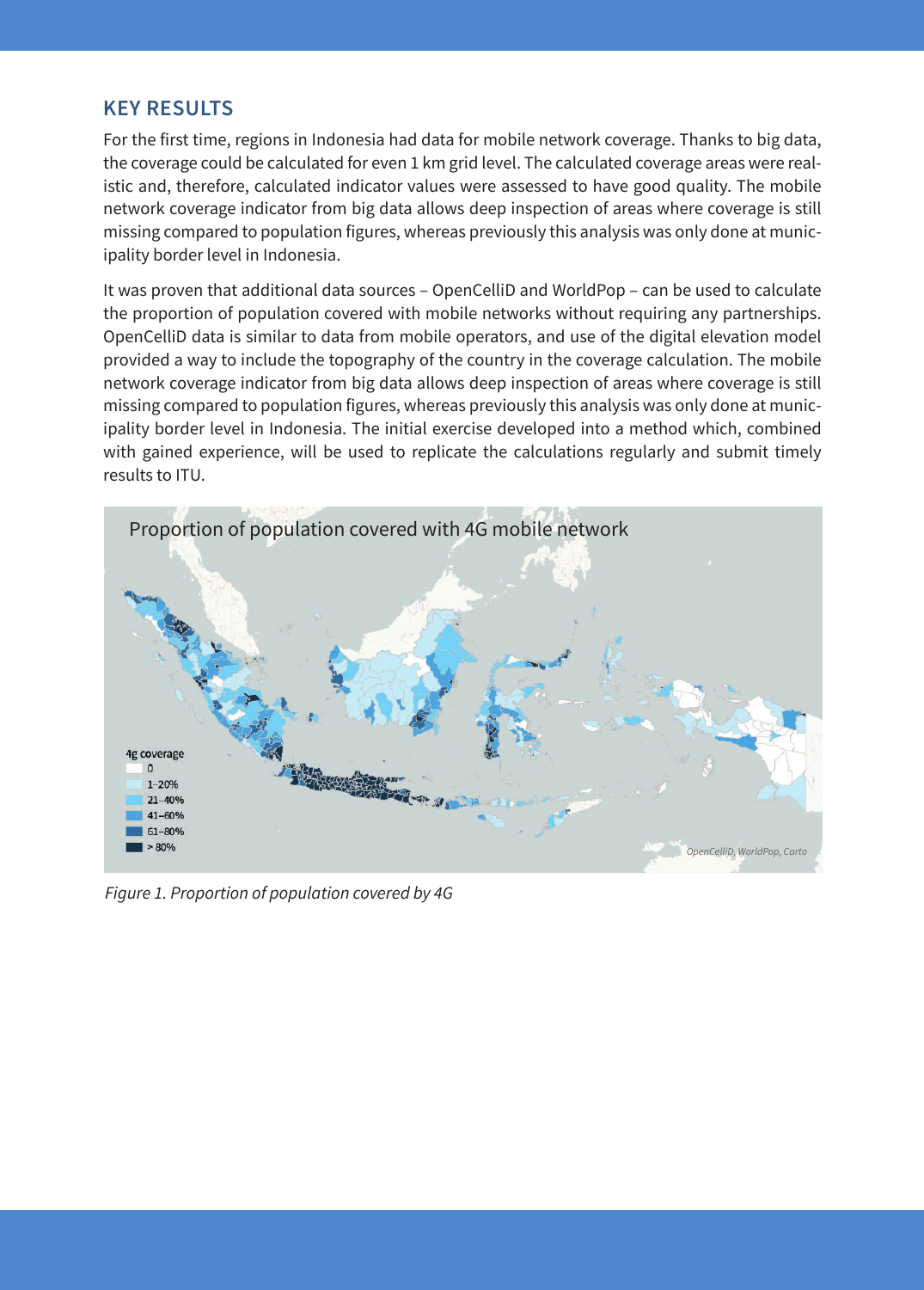## KEY RESULTS

For the first time, regions in Indonesia had data for mobile network coverage. Thanks to big data, the coverage could be calculated for even 1 km grid level. The calculated coverage areas were realistic and, therefore, calculated indicator values were assessed to have good quality. The mobile network coverage indicator from big data allows deep inspection of areas where coverage is still missing compared to population figures, whereas previously this analysis was only done at municipality border level in Indonesia.

It was proven that additional data sources – OpenCelliD and WorldPop – can be used to calculate the proportion of population covered with mobile networks without requiring any partnerships. OpenCelliD data is similar to data from mobile operators, and use of the digital elevation model provided a way to include the topography of the country in the coverage calculation. The mobile network coverage indicator from big data allows deep inspection of areas where coverage is still missing compared to population figures, whereas previously this analysis was only done at municipality border level in Indonesia. The initial exercise developed into a method which, combined with gained experience, will be used to replicate the calculations regularly and submit timely results to ITU.

*Figure 1. Proportion of population covered by 4G*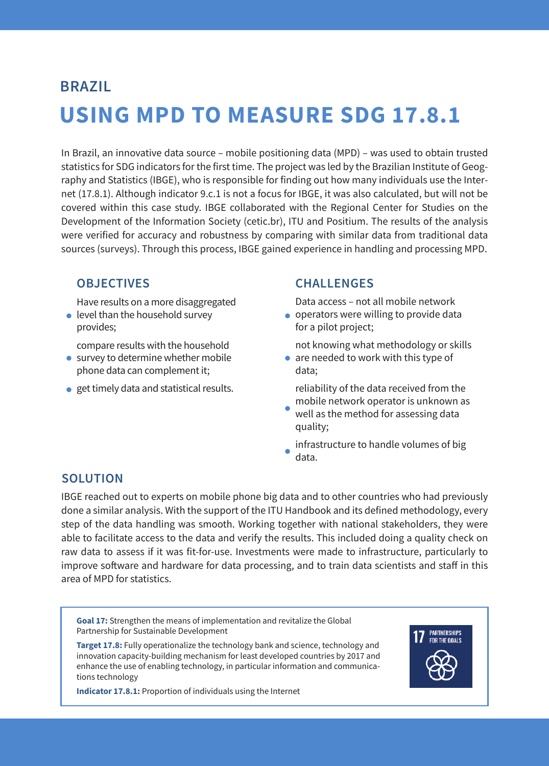## BRAZIL

# USING MPD TO MEASURE SDG 17.8.1

In Brazil, an innovative data source – mobile positioning data (MPD) – was used to obtain trusted statistics for SDG indicators for the first time. The project was led by the Brazilian Institute of Geography and Statistics (IBGE), who is responsible for finding out how many individuals use the Internet (17.8.1). Although indicator 9.c.1 is not a focus for IBGE, it was also calculated, but will not be covered within this case study. IBGE collaborated with the Regional Center for Studies on the Development of the Information Society (cetic.br), ITU and Positium. The results of the analysis were verified for accuracy and robustness by comparing with similar data from traditional data sources (surveys). Through this process, IBGE gained experience in handling and processing MPD.

### OBJECTIVES

- Have results on a more disaggregated level than the household survey provides;
- compare results with the household survey to determine whether mobile phone data can complement it;
- get timely data and statistical results.

### CHALLENGES

- Data access – not all mobile network operators were willing to provide data for a pilot project;
- not knowing what methodology or skills are needed to work with this type of data;
- reliability of the data received from the mobile network operator is unknown as well as the method for assessing data quality;
- infrastructure to handle volumes of big data.

### SOLUTION

IBGE reached out to experts on mobile phone big data and to other countries who had previously done a similar analysis. With the support of the ITU Handbook and its defined methodology, every step of the data handling was smooth. Working together with national stakeholders, they were able to facilitate access to the data and verify the results. This included doing a quality check on raw data to assess if it was fit-for-use. Investments were made to infrastructure, particularly to improve software and hardware for data processing, and to train data scientists and staff in this area of MPD for statistics.

**Goal 17:** Strengthen the means of implementation and revitalize the Global Partnership for Sustainable Development

**Target 17.8:** Fully operationalize the technology bank and science, technology and innovation capacity-building mechanism for least developed countries by 2017 and enhance the use of enabling technology, in particular information and communications technology

**Indicator 17.8.1:** Proportion of individuals using the Internet

17 PARTNERSHIPS FOR THE GOALS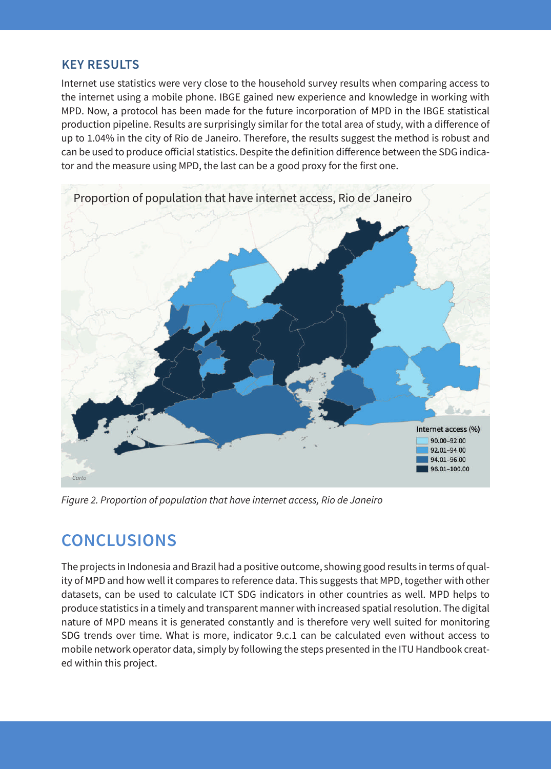## KEY RESULTS

Internet use statistics were very close to the household survey results when comparing access to the internet using a mobile phone. IBGE gained new experience and knowledge in working with MPD. Now, a protocol has been made for the future incorporation of MPD in the IBGE statistical production pipeline. Results are surprisingly similar for the total area of study, with a difference of up to 1.04% in the city of Rio de Janeiro. Therefore, the results suggest the method is robust and can be used to produce official statistics. Despite the definition difference between the SDG indicator and the measure using MPD, the last can be a good proxy for the first one.

Proportion of population that have internet access, Rio de Janeiro

Internet access (%)
90.00–92.00
92.01–94.00
94.01–96.00
96.01–100.00

Carto

*Figure 2. Proportion of population that have internet access, Rio de Janeiro*

# CONCLUSIONS

The projects in Indonesia and Brazil had a positive outcome, showing good results in terms of quality of MPD and how well it compares to reference data. This suggests that MPD, together with other datasets, can be used to calculate ICT SDG indicators in other countries as well. MPD helps to produce statistics in a timely and transparent manner with increased spatial resolution. The digital nature of MPD means it is generated constantly and is therefore very well suited for monitoring SDG trends over time. What is more, indicator 9.c.1 can be calculated even without access to mobile network operator data, simply by following the steps presented in the ITU Handbook created within this project.